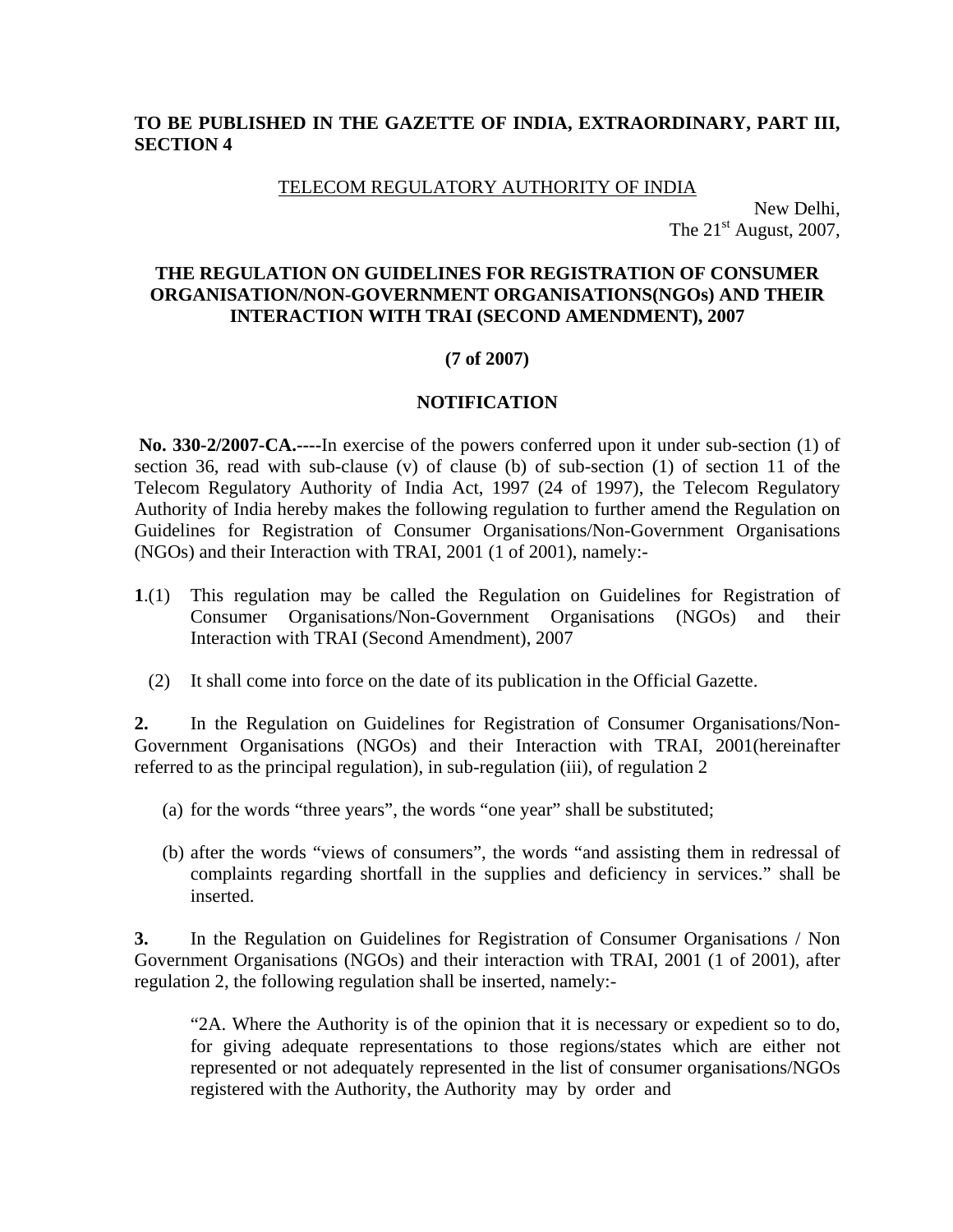**TO BE PUBLISHED IN THE GAZETTE OF INDIA, EXTRAORDINARY, PART III, SECTION 4**

TELECOM REGULATORY AUTHORITY OF INDIA

New Delhi,
The 21st August, 2007,

**THE REGULATION ON GUIDELINES FOR REGISTRATION OF CONSUMER ORGANISATION/NON-GOVERNMENT ORGANISATIONS(NGOs) AND THEIR INTERACTION WITH TRAI (SECOND AMENDMENT), 2007**

**(7 of 2007)**

**NOTIFICATION**

**No. 330-2/2007-CA.----**In exercise of the powers conferred upon it under sub-section (1) of section 36, read with sub-clause (v) of clause (b) of sub-section (1) of section 11 of the Telecom Regulatory Authority of India Act, 1997 (24 of 1997), the Telecom Regulatory Authority of India hereby makes the following regulation to further amend the Regulation on Guidelines for Registration of Consumer Organisations/Non-Government Organisations (NGOs) and their Interaction with TRAI, 2001 (1 of 2001), namely:-

**1**.(1) This regulation may be called the Regulation on Guidelines for Registration of Consumer Organisations/Non-Government Organisations (NGOs) and their Interaction with TRAI (Second Amendment), 2007

(2) It shall come into force on the date of its publication in the Official Gazette.

**2.** In the Regulation on Guidelines for Registration of Consumer Organisations/Non-Government Organisations (NGOs) and their Interaction with TRAI, 2001(hereinafter referred to as the principal regulation), in sub-regulation (iii), of regulation 2

(a) for the words "three years", the words "one year" shall be substituted;

(b) after the words "views of consumers", the words "and assisting them in redressal of complaints regarding shortfall in the supplies and deficiency in services." shall be inserted.

**3.** In the Regulation on Guidelines for Registration of Consumer Organisations / Non Government Organisations (NGOs) and their interaction with TRAI, 2001 (1 of 2001), after regulation 2, the following regulation shall be inserted, namely:-

"2A. Where the Authority is of the opinion that it is necessary or expedient so to do, for giving adequate representations to those regions/states which are either not represented or not adequately represented in the list of consumer organisations/NGOs registered with the Authority, the Authority may by order and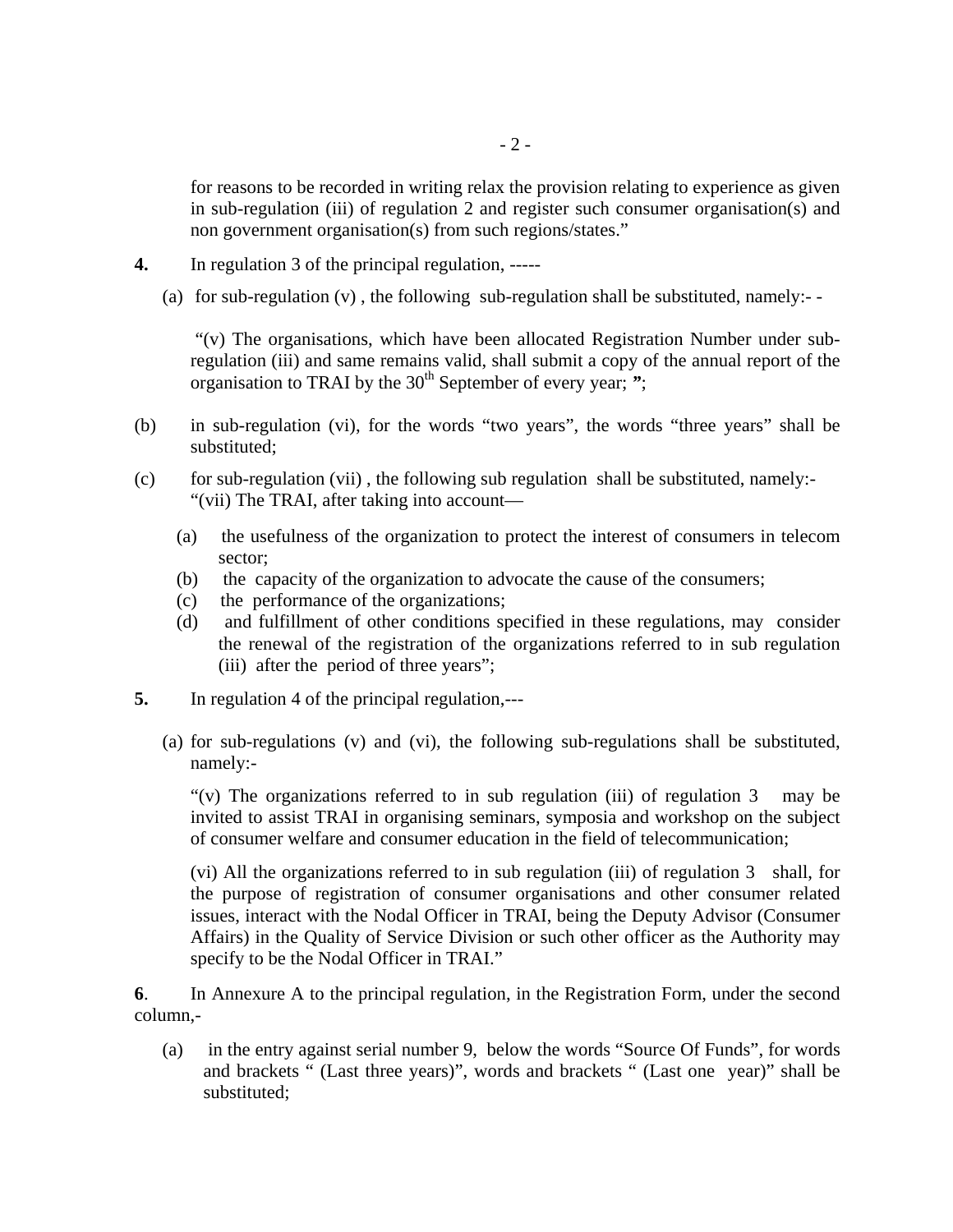for reasons to be recorded in writing relax the provision relating to experience as given in sub-regulation (iii) of regulation 2 and register such consumer organisation(s) and non government organisation(s) from such regions/states."

**4.** In regulation 3 of the principal regulation, -----

(a) for sub-regulation (v) , the following sub-regulation shall be substituted, namely:- -

"(v) The organisations, which have been allocated Registration Number under sub-regulation (iii) and same remains valid, shall submit a copy of the annual report of the organisation to TRAI by the 30th September of every year; **"**;

(b) in sub-regulation (vi), for the words "two years", the words "three years" shall be substituted;

(c) for sub-regulation (vii) , the following sub regulation shall be substituted, namely:-
"(vii) The TRAI, after taking into account—

(a) the usefulness of the organization to protect the interest of consumers in telecom sector;
(b) the capacity of the organization to advocate the cause of the consumers;
(c) the performance of the organizations;
(d) and fulfillment of other conditions specified in these regulations, may consider the renewal of the registration of the organizations referred to in sub regulation (iii) after the period of three years";

**5.** In regulation 4 of the principal regulation,---

(a) for sub-regulations (v) and (vi), the following sub-regulations shall be substituted, namely:-

"(v) The organizations referred to in sub regulation (iii) of regulation 3 may be invited to assist TRAI in organising seminars, symposia and workshop on the subject of consumer welfare and consumer education in the field of telecommunication;

(vi) All the organizations referred to in sub regulation (iii) of regulation 3 shall, for the purpose of registration of consumer organisations and other consumer related issues, interact with the Nodal Officer in TRAI, being the Deputy Advisor (Consumer Affairs) in the Quality of Service Division or such other officer as the Authority may specify to be the Nodal Officer in TRAI."

**6**. In Annexure A to the principal regulation, in the Registration Form, under the second column,-

(a) in the entry against serial number 9, below the words "Source Of Funds", for words and brackets " (Last three years)", words and brackets " (Last one year)" shall be substituted;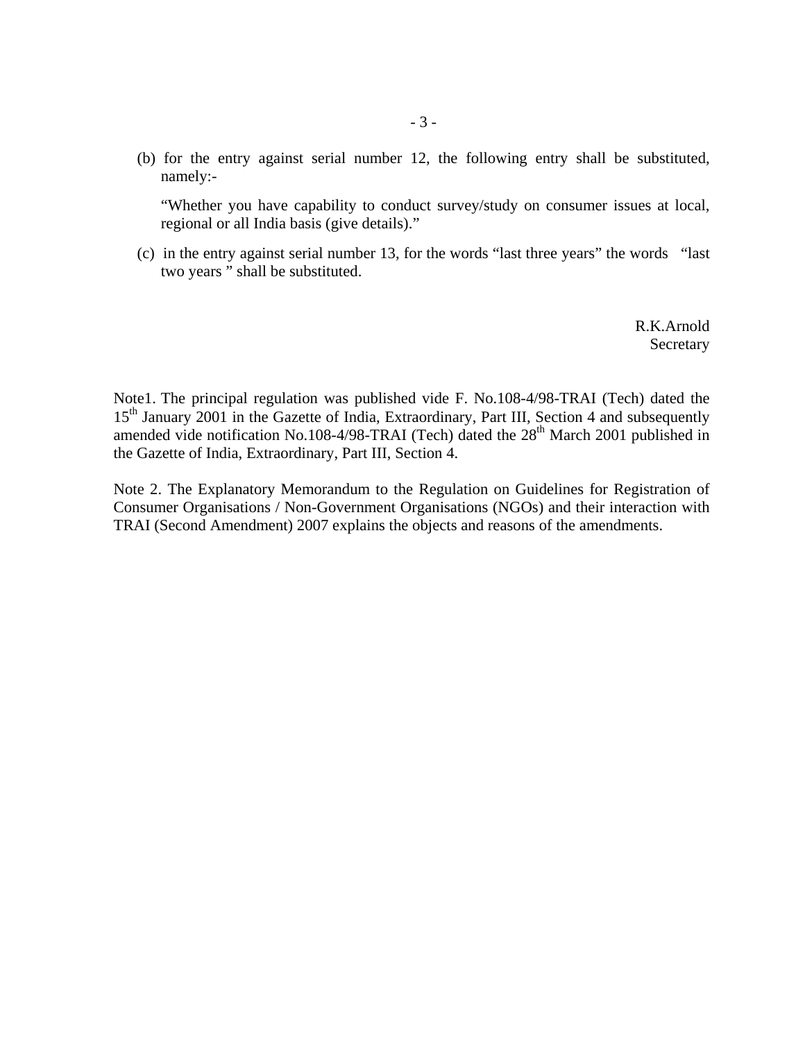(b) for the entry against serial number 12, the following entry shall be substituted, namely:-

"Whether you have capability to conduct survey/study on consumer issues at local, regional or all India basis (give details)."

(c) in the entry against serial number 13, for the words "last three years" the words "last two years " shall be substituted.

R.K.Arnold
Secretary

Note1. The principal regulation was published vide F. No.108-4/98-TRAI (Tech) dated the 15[th] January 2001 in the Gazette of India, Extraordinary, Part III, Section 4 and subsequently amended vide notification No.108-4/98-TRAI (Tech) dated the 28[th] March 2001 published in the Gazette of India, Extraordinary, Part III, Section 4.

Note 2. The Explanatory Memorandum to the Regulation on Guidelines for Registration of Consumer Organisations / Non-Government Organisations (NGOs) and their interaction with TRAI (Second Amendment) 2007 explains the objects and reasons of the amendments.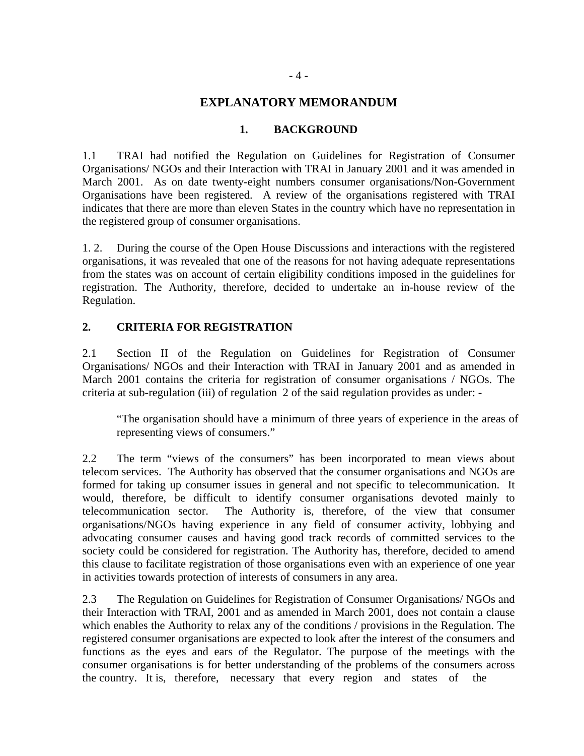## EXPLANATORY MEMORANDUM

### 1. BACKGROUND

1.1 TRAI had notified the Regulation on Guidelines for Registration of Consumer Organisations/ NGOs and their Interaction with TRAI in January 2001 and it was amended in March 2001. As on date twenty-eight numbers consumer organisations/Non-Government Organisations have been registered. A review of the organisations registered with TRAI indicates that there are more than eleven States in the country which have no representation in the registered group of consumer organisations.

1. 2. During the course of the Open House Discussions and interactions with the registered organisations, it was revealed that one of the reasons for not having adequate representations from the states was on account of certain eligibility conditions imposed in the guidelines for registration. The Authority, therefore, decided to undertake an in-house review of the Regulation.

### 2. CRITERIA FOR REGISTRATION

2.1 Section II of the Regulation on Guidelines for Registration of Consumer Organisations/ NGOs and their Interaction with TRAI in January 2001 and as amended in March 2001 contains the criteria for registration of consumer organisations / NGOs. The criteria at sub-regulation (iii) of regulation 2 of the said regulation provides as under: -

> "The organisation should have a minimum of three years of experience in the areas of representing views of consumers."

2.2 The term "views of the consumers" has been incorporated to mean views about telecom services. The Authority has observed that the consumer organisations and NGOs are formed for taking up consumer issues in general and not specific to telecommunication. It would, therefore, be difficult to identify consumer organisations devoted mainly to telecommunication sector. The Authority is, therefore, of the view that consumer organisations/NGOs having experience in any field of consumer activity, lobbying and advocating consumer causes and having good track records of committed services to the society could be considered for registration. The Authority has, therefore, decided to amend this clause to facilitate registration of those organisations even with an experience of one year in activities towards protection of interests of consumers in any area.

2.3 The Regulation on Guidelines for Registration of Consumer Organisations/ NGOs and their Interaction with TRAI, 2001 and as amended in March 2001, does not contain a clause which enables the Authority to relax any of the conditions / provisions in the Regulation. The registered consumer organisations are expected to look after the interest of the consumers and functions as the eyes and ears of the Regulator. The purpose of the meetings with the consumer organisations is for better understanding of the problems of the consumers across the country. It is, therefore, necessary that every region and states of the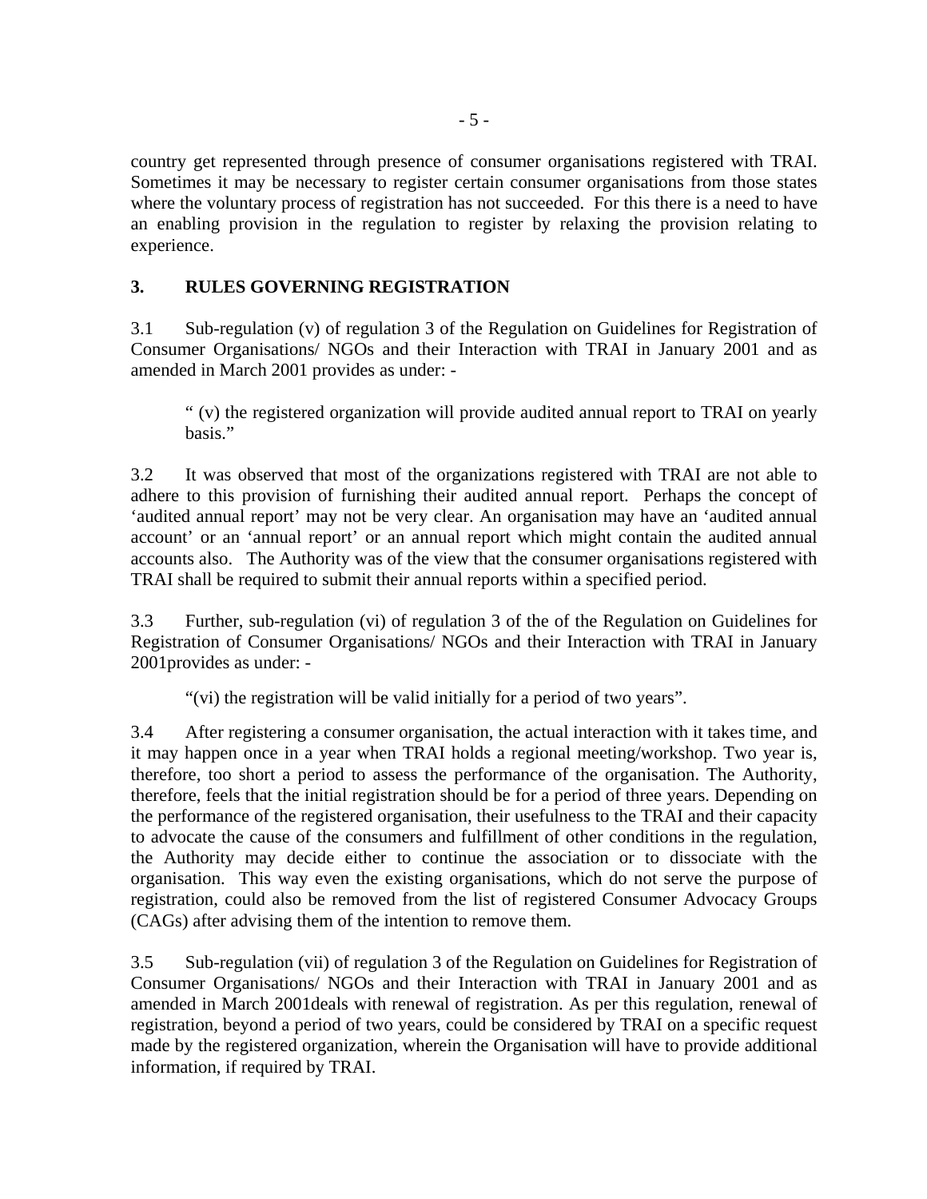country get represented through presence of consumer organisations registered with TRAI. Sometimes it may be necessary to register certain consumer organisations from those states where the voluntary process of registration has not succeeded. For this there is a need to have an enabling provision in the regulation to register by relaxing the provision relating to experience.

## 3. RULES GOVERNING REGISTRATION

3.1 Sub-regulation (v) of regulation 3 of the Regulation on Guidelines for Registration of Consumer Organisations/ NGOs and their Interaction with TRAI in January 2001 and as amended in March 2001 provides as under: -

> " (v) the registered organization will provide audited annual report to TRAI on yearly basis."

3.2 It was observed that most of the organizations registered with TRAI are not able to adhere to this provision of furnishing their audited annual report. Perhaps the concept of 'audited annual report' may not be very clear. An organisation may have an 'audited annual account' or an 'annual report' or an annual report which might contain the audited annual accounts also. The Authority was of the view that the consumer organisations registered with TRAI shall be required to submit their annual reports within a specified period.

3.3 Further, sub-regulation (vi) of regulation 3 of the of the Regulation on Guidelines for Registration of Consumer Organisations/ NGOs and their Interaction with TRAI in January 2001provides as under: -

> "(vi) the registration will be valid initially for a period of two years".

3.4 After registering a consumer organisation, the actual interaction with it takes time, and it may happen once in a year when TRAI holds a regional meeting/workshop. Two year is, therefore, too short a period to assess the performance of the organisation. The Authority, therefore, feels that the initial registration should be for a period of three years. Depending on the performance of the registered organisation, their usefulness to the TRAI and their capacity to advocate the cause of the consumers and fulfillment of other conditions in the regulation, the Authority may decide either to continue the association or to dissociate with the organisation. This way even the existing organisations, which do not serve the purpose of registration, could also be removed from the list of registered Consumer Advocacy Groups (CAGs) after advising them of the intention to remove them.

3.5 Sub-regulation (vii) of regulation 3 of the Regulation on Guidelines for Registration of Consumer Organisations/ NGOs and their Interaction with TRAI in January 2001 and as amended in March 2001deals with renewal of registration. As per this regulation, renewal of registration, beyond a period of two years, could be considered by TRAI on a specific request made by the registered organization, wherein the Organisation will have to provide additional information, if required by TRAI.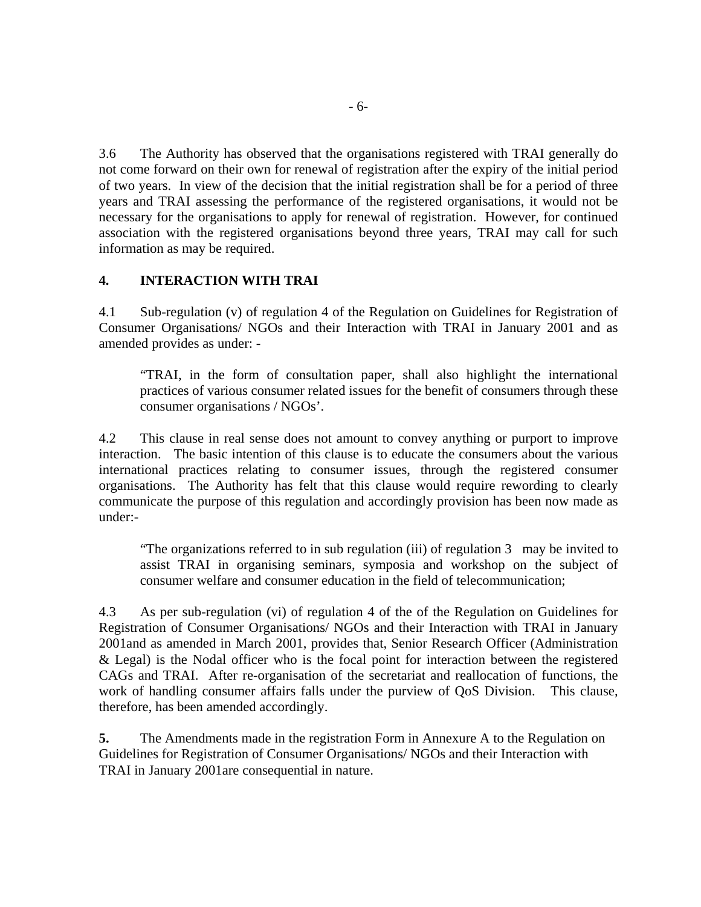3.6 The Authority has observed that the organisations registered with TRAI generally do not come forward on their own for renewal of registration after the expiry of the initial period of two years. In view of the decision that the initial registration shall be for a period of three years and TRAI assessing the performance of the registered organisations, it would not be necessary for the organisations to apply for renewal of registration. However, for continued association with the registered organisations beyond three years, TRAI may call for such information as may be required.

## 4. INTERACTION WITH TRAI

4.1 Sub-regulation (v) of regulation 4 of the Regulation on Guidelines for Registration of Consumer Organisations/ NGOs and their Interaction with TRAI in January 2001 and as amended provides as under: -

> "TRAI, in the form of consultation paper, shall also highlight the international practices of various consumer related issues for the benefit of consumers through these consumer organisations / NGOs'.

4.2 This clause in real sense does not amount to convey anything or purport to improve interaction. The basic intention of this clause is to educate the consumers about the various international practices relating to consumer issues, through the registered consumer organisations. The Authority has felt that this clause would require rewording to clearly communicate the purpose of this regulation and accordingly provision has been now made as under:-

> "The organizations referred to in sub regulation (iii) of regulation 3 may be invited to assist TRAI in organising seminars, symposia and workshop on the subject of consumer welfare and consumer education in the field of telecommunication;

4.3 As per sub-regulation (vi) of regulation 4 of the of the Regulation on Guidelines for Registration of Consumer Organisations/ NGOs and their Interaction with TRAI in January 2001and as amended in March 2001, provides that, Senior Research Officer (Administration & Legal) is the Nodal officer who is the focal point for interaction between the registered CAGs and TRAI. After re-organisation of the secretariat and reallocation of functions, the work of handling consumer affairs falls under the purview of QoS Division. This clause, therefore, has been amended accordingly.

**5.** The Amendments made in the registration Form in Annexure A to the Regulation on Guidelines for Registration of Consumer Organisations/ NGOs and their Interaction with TRAI in January 2001are consequential in nature.